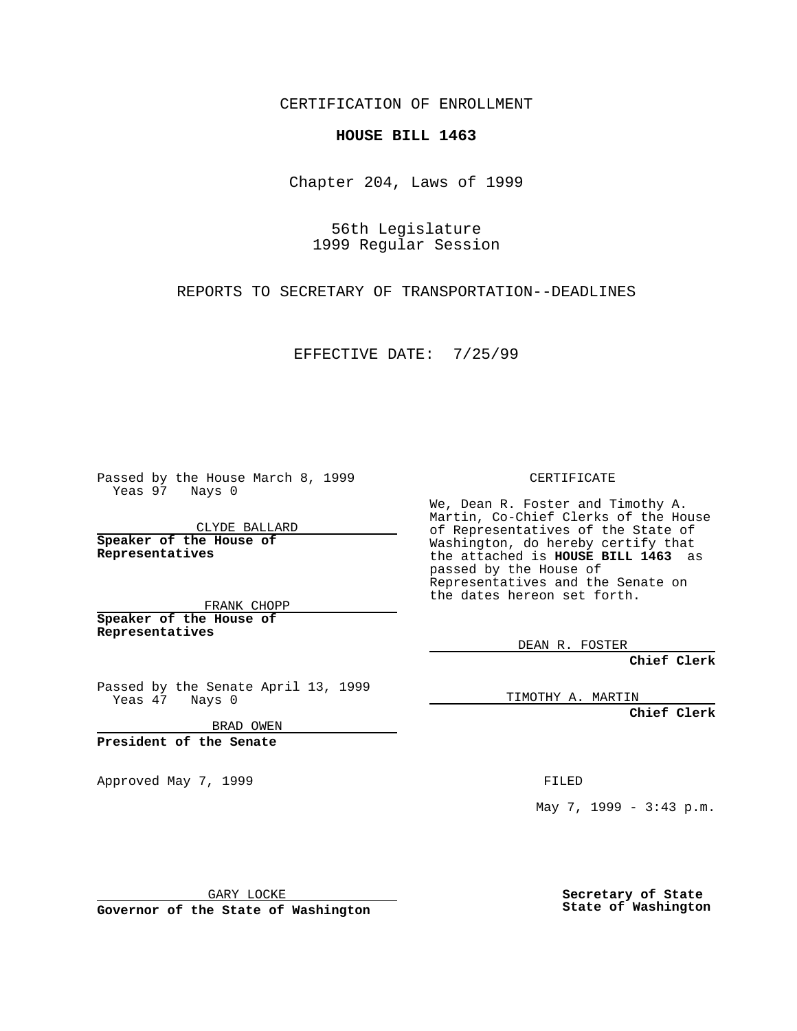CERTIFICATION OF ENROLLMENT

**HOUSE BILL 1463**

Chapter 204, Laws of 1999

56th Legislature
1999 Regular Session

REPORTS TO SECRETARY OF TRANSPORTATION--DEADLINES

EFFECTIVE DATE: 7/25/99

Passed by the House March 8, 1999
Yeas 97 Nays 0

CLYDE BALLARD

**Speaker of the House of Representatives**

FRANK CHOPP

**Speaker of the House of Representatives**

Passed by the Senate April 13, 1999
Yeas 47 Nays 0

BRAD OWEN

**President of the Senate**

Approved May 7, 1999

GARY LOCKE

**Governor of the State of Washington**

CERTIFICATE

We, Dean R. Foster and Timothy A. Martin, Co-Chief Clerks of the House of Representatives of the State of Washington, do hereby certify that the attached is **HOUSE BILL 1463** as passed by the House of Representatives and the Senate on the dates hereon set forth.

DEAN R. FOSTER

**Chief Clerk**

TIMOTHY A. MARTIN

**Chief Clerk**

FILED

May 7, 1999 - 3:43 p.m.

**Secretary of State**
**State of Washington**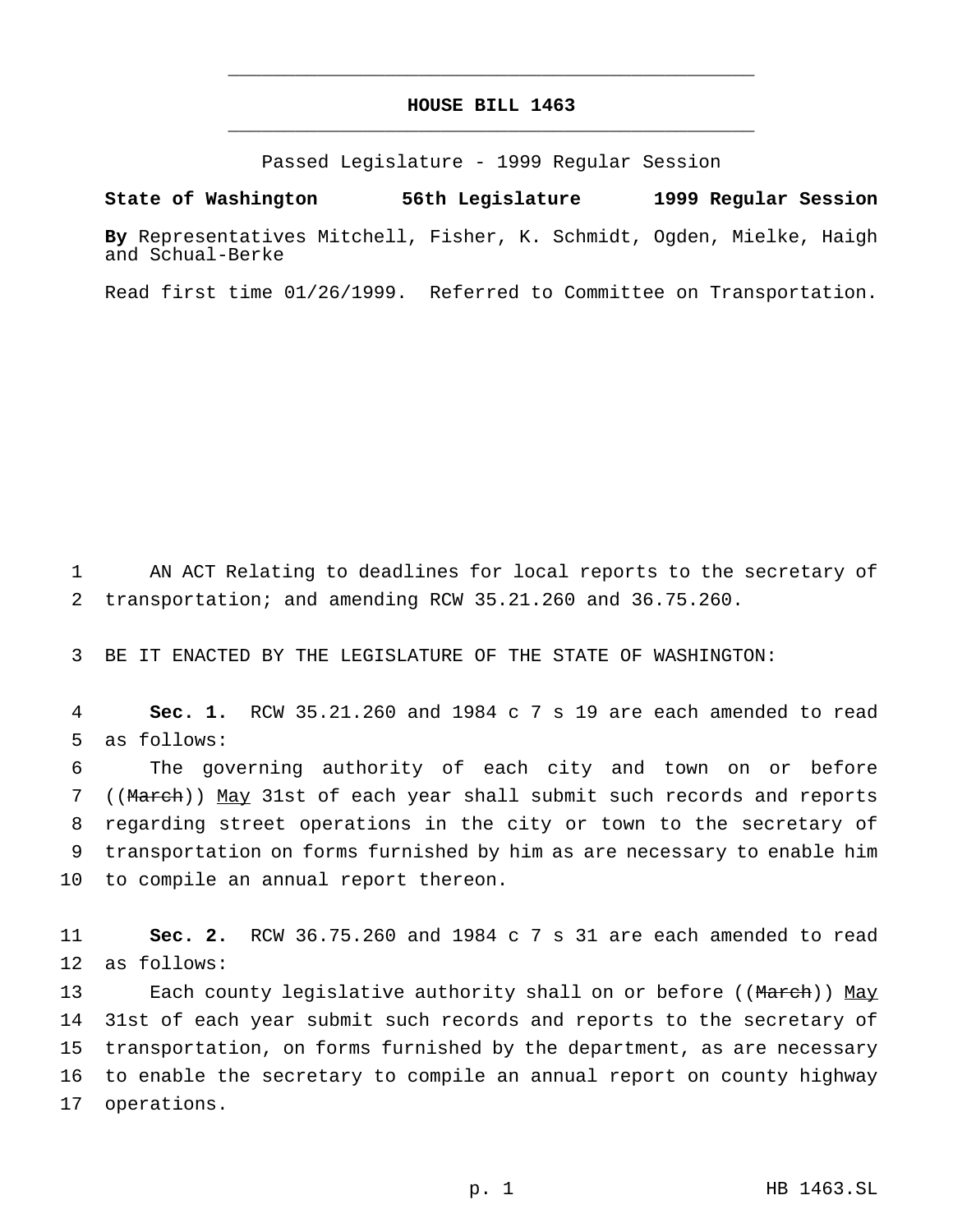# HOUSE BILL 1463

Passed Legislature - 1999 Regular Session

**State of Washington 56th Legislature 1999 Regular Session**

**By** Representatives Mitchell, Fisher, K. Schmidt, Ogden, Mielke, Haigh and Schual-Berke

Read first time 01/26/1999. Referred to Committee on Transportation.

AN ACT Relating to deadlines for local reports to the secretary of transportation; and amending RCW 35.21.260 and 36.75.260.

BE IT ENACTED BY THE LEGISLATURE OF THE STATE OF WASHINGTON:

**Sec. 1.** RCW 35.21.260 and 1984 c 7 s 19 are each amended to read as follows:

The governing authority of each city and town on or before ((~~March~~)) <u>May</u> 31st of each year shall submit such records and reports regarding street operations in the city or town to the secretary of transportation on forms furnished by him as are necessary to enable him to compile an annual report thereon.

**Sec. 2.** RCW 36.75.260 and 1984 c 7 s 31 are each amended to read as follows:

Each county legislative authority shall on or before ((~~March~~)) <u>May</u> 31st of each year submit such records and reports to the secretary of transportation, on forms furnished by the department, as are necessary to enable the secretary to compile an annual report on county highway operations.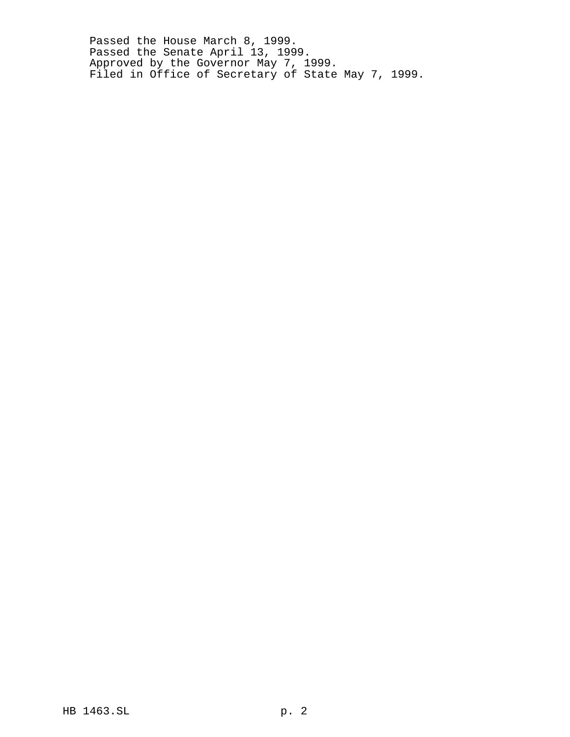Passed the House March 8, 1999.
Passed the Senate April 13, 1999.
Approved by the Governor May 7, 1999.
Filed in Office of Secretary of State May 7, 1999.